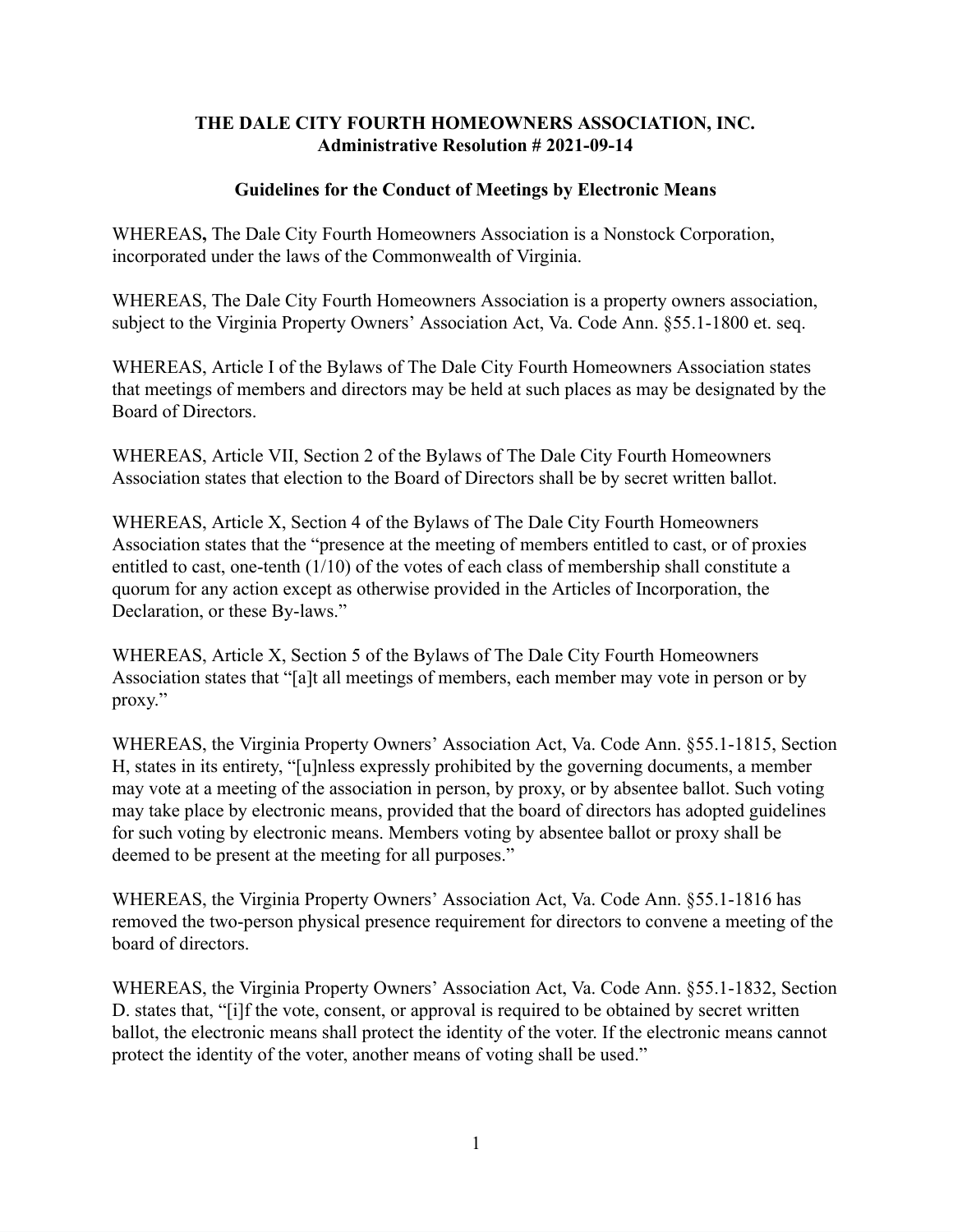**THE DALE CITY FOURTH HOMEOWNERS ASSOCIATION, INC.**
**Administrative Resolution # 2021-09-14**

**Guidelines for the Conduct of Meetings by Electronic Means**

WHEREAS**,** The Dale City Fourth Homeowners Association is a Nonstock Corporation, incorporated under the laws of the Commonwealth of Virginia.

WHEREAS, The Dale City Fourth Homeowners Association is a property owners association, subject to the Virginia Property Owners' Association Act, Va. Code Ann. §55.1-1800 et. seq.

WHEREAS, Article I of the Bylaws of The Dale City Fourth Homeowners Association states that meetings of members and directors may be held at such places as may be designated by the Board of Directors.

WHEREAS, Article VII, Section 2 of the Bylaws of The Dale City Fourth Homeowners Association states that election to the Board of Directors shall be by secret written ballot.

WHEREAS, Article X, Section 4 of the Bylaws of The Dale City Fourth Homeowners Association states that the "presence at the meeting of members entitled to cast, or of proxies entitled to cast, one-tenth (1/10) of the votes of each class of membership shall constitute a quorum for any action except as otherwise provided in the Articles of Incorporation, the Declaration, or these By-laws."

WHEREAS, Article X, Section 5 of the Bylaws of The Dale City Fourth Homeowners Association states that "[a]t all meetings of members, each member may vote in person or by proxy."

WHEREAS, the Virginia Property Owners' Association Act, Va. Code Ann. §55.1-1815, Section H, states in its entirety, "[u]nless expressly prohibited by the governing documents, a member may vote at a meeting of the association in person, by proxy, or by absentee ballot. Such voting may take place by electronic means, provided that the board of directors has adopted guidelines for such voting by electronic means. Members voting by absentee ballot or proxy shall be deemed to be present at the meeting for all purposes."

WHEREAS, the Virginia Property Owners' Association Act, Va. Code Ann. §55.1-1816 has removed the two-person physical presence requirement for directors to convene a meeting of the board of directors.

WHEREAS, the Virginia Property Owners' Association Act, Va. Code Ann. §55.1-1832, Section D. states that, "[i]f the vote, consent, or approval is required to be obtained by secret written ballot, the electronic means shall protect the identity of the voter. If the electronic means cannot protect the identity of the voter, another means of voting shall be used."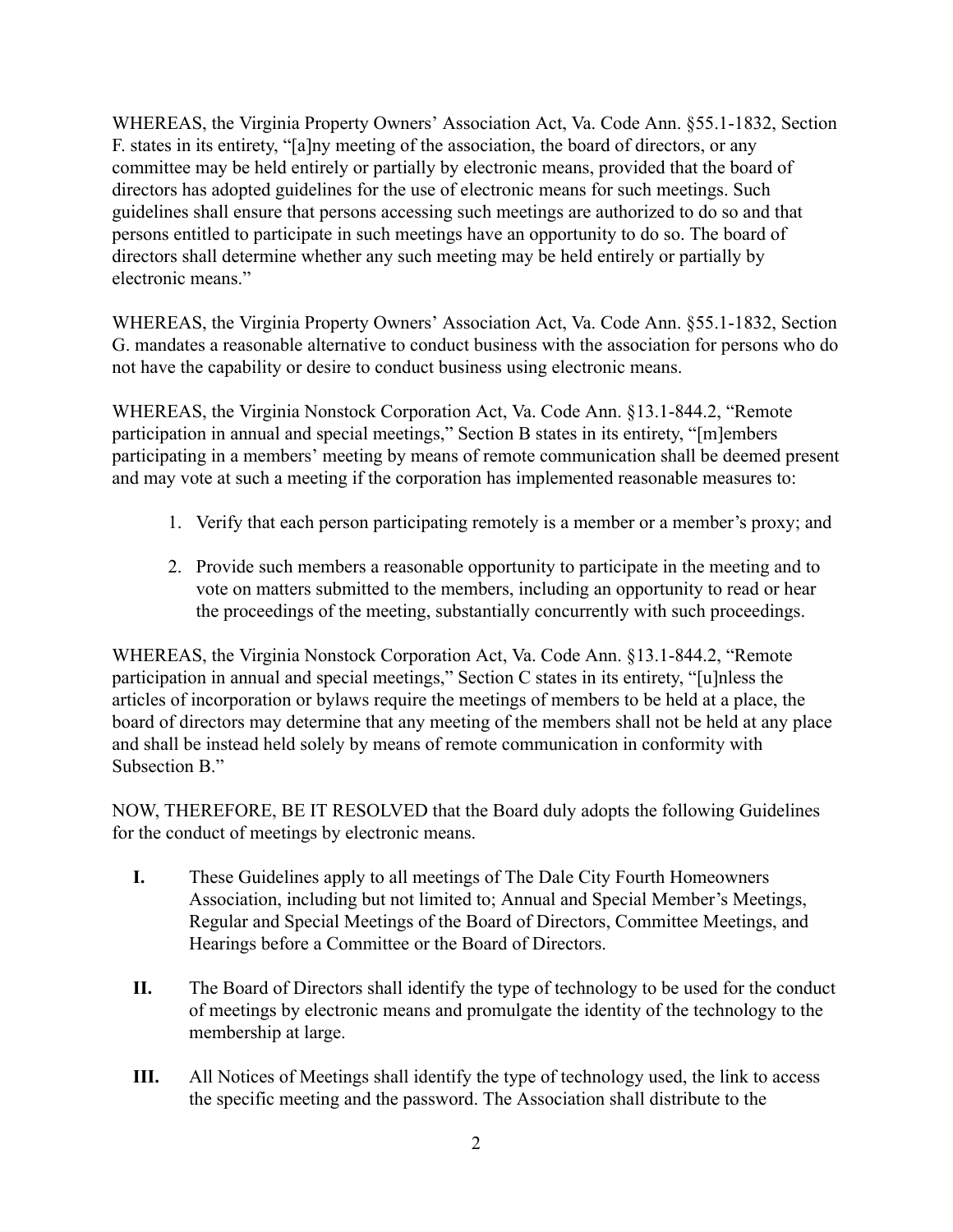WHEREAS, the Virginia Property Owners' Association Act, Va. Code Ann. §55.1-1832, Section F. states in its entirety, "[a]ny meeting of the association, the board of directors, or any committee may be held entirely or partially by electronic means, provided that the board of directors has adopted guidelines for the use of electronic means for such meetings. Such guidelines shall ensure that persons accessing such meetings are authorized to do so and that persons entitled to participate in such meetings have an opportunity to do so. The board of directors shall determine whether any such meeting may be held entirely or partially by electronic means."

WHEREAS, the Virginia Property Owners' Association Act, Va. Code Ann. §55.1-1832, Section G. mandates a reasonable alternative to conduct business with the association for persons who do not have the capability or desire to conduct business using electronic means.

WHEREAS, the Virginia Nonstock Corporation Act, Va. Code Ann. §13.1-844.2, "Remote participation in annual and special meetings," Section B states in its entirety, "[m]embers participating in a members' meeting by means of remote communication shall be deemed present and may vote at such a meeting if the corporation has implemented reasonable measures to:

1. Verify that each person participating remotely is a member or a member's proxy; and
2. Provide such members a reasonable opportunity to participate in the meeting and to vote on matters submitted to the members, including an opportunity to read or hear the proceedings of the meeting, substantially concurrently with such proceedings.

WHEREAS, the Virginia Nonstock Corporation Act, Va. Code Ann. §13.1-844.2, "Remote participation in annual and special meetings," Section C states in its entirety, "[u]nless the articles of incorporation or bylaws require the meetings of members to be held at a place, the board of directors may determine that any meeting of the members shall not be held at any place and shall be instead held solely by means of remote communication in conformity with Subsection B."

NOW, THEREFORE, BE IT RESOLVED that the Board duly adopts the following Guidelines for the conduct of meetings by electronic means.

**I.** These Guidelines apply to all meetings of The Dale City Fourth Homeowners Association, including but not limited to; Annual and Special Member's Meetings, Regular and Special Meetings of the Board of Directors, Committee Meetings, and Hearings before a Committee or the Board of Directors.

**II.** The Board of Directors shall identify the type of technology to be used for the conduct of meetings by electronic means and promulgate the identity of the technology to the membership at large.

**III.** All Notices of Meetings shall identify the type of technology used, the link to access the specific meeting and the password. The Association shall distribute to the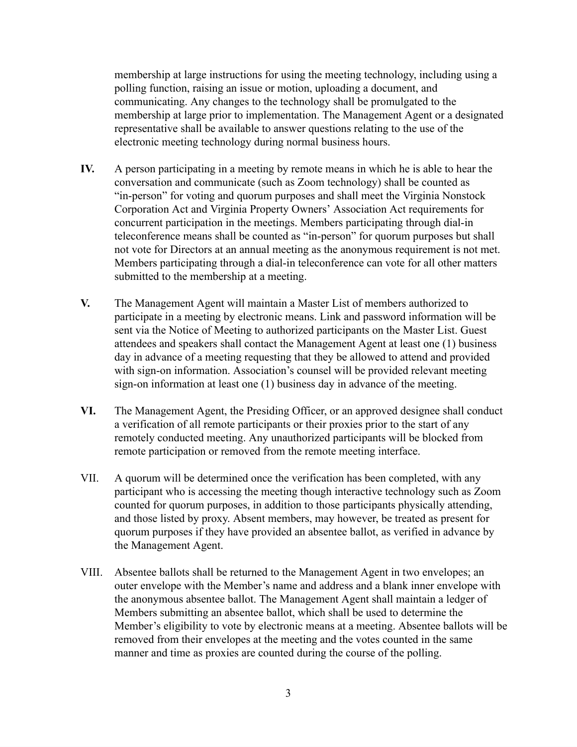membership at large instructions for using the meeting technology, including using a polling function, raising an issue or motion, uploading a document, and communicating. Any changes to the technology shall be promulgated to the membership at large prior to implementation. The Management Agent or a designated representative shall be available to answer questions relating to the use of the electronic meeting technology during normal business hours.

**IV.** A person participating in a meeting by remote means in which he is able to hear the conversation and communicate (such as Zoom technology) shall be counted as "in-person" for voting and quorum purposes and shall meet the Virginia Nonstock Corporation Act and Virginia Property Owners' Association Act requirements for concurrent participation in the meetings. Members participating through dial-in teleconference means shall be counted as "in-person" for quorum purposes but shall not vote for Directors at an annual meeting as the anonymous requirement is not met. Members participating through a dial-in teleconference can vote for all other matters submitted to the membership at a meeting.

**V.** The Management Agent will maintain a Master List of members authorized to participate in a meeting by electronic means. Link and password information will be sent via the Notice of Meeting to authorized participants on the Master List. Guest attendees and speakers shall contact the Management Agent at least one (1) business day in advance of a meeting requesting that they be allowed to attend and provided with sign-on information. Association's counsel will be provided relevant meeting sign-on information at least one (1) business day in advance of the meeting.

**VI.** The Management Agent, the Presiding Officer, or an approved designee shall conduct a verification of all remote participants or their proxies prior to the start of any remotely conducted meeting. Any unauthorized participants will be blocked from remote participation or removed from the remote meeting interface.

VII. A quorum will be determined once the verification has been completed, with any participant who is accessing the meeting though interactive technology such as Zoom counted for quorum purposes, in addition to those participants physically attending, and those listed by proxy. Absent members, may however, be treated as present for quorum purposes if they have provided an absentee ballot, as verified in advance by the Management Agent.

VIII. Absentee ballots shall be returned to the Management Agent in two envelopes; an outer envelope with the Member's name and address and a blank inner envelope with the anonymous absentee ballot. The Management Agent shall maintain a ledger of Members submitting an absentee ballot, which shall be used to determine the Member's eligibility to vote by electronic means at a meeting. Absentee ballots will be removed from their envelopes at the meeting and the votes counted in the same manner and time as proxies are counted during the course of the polling.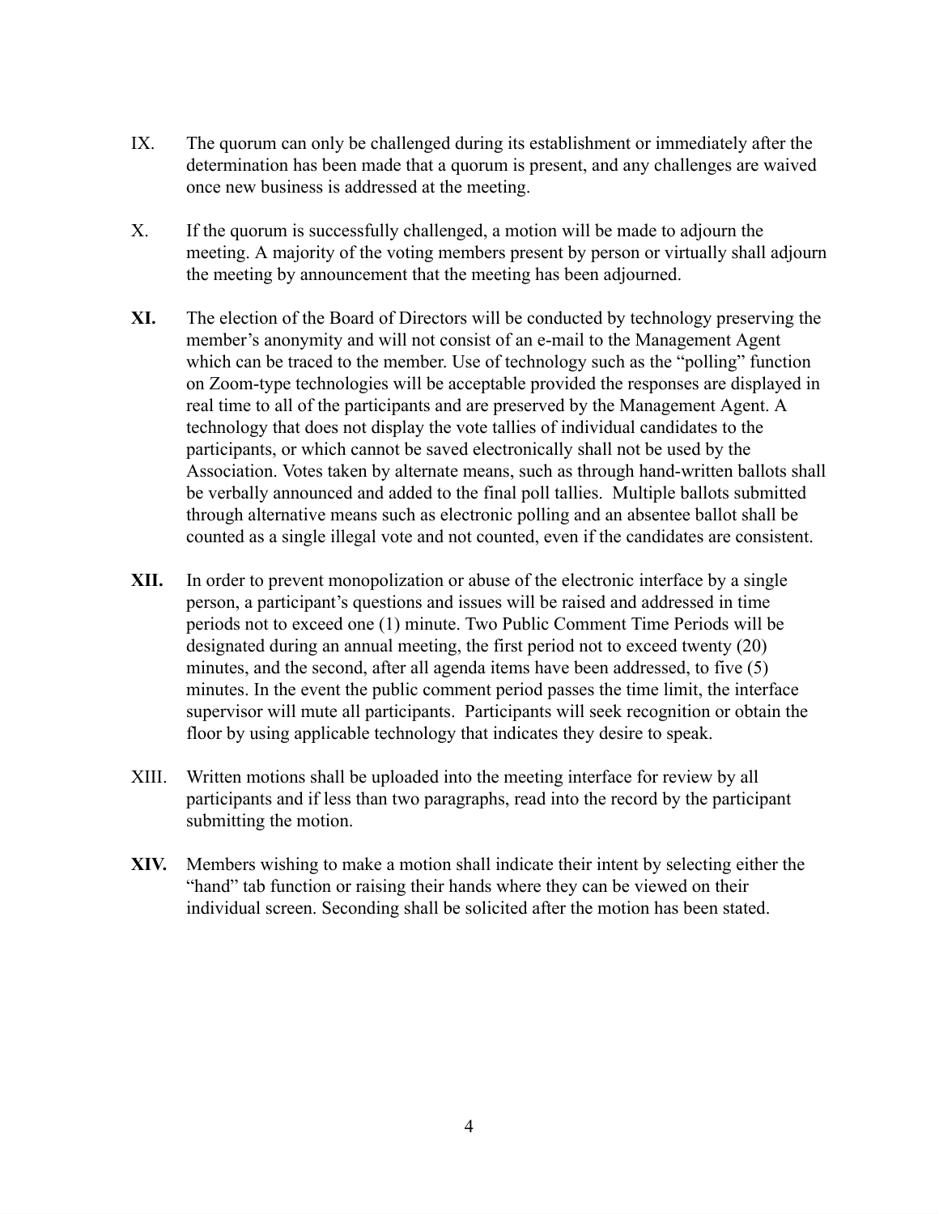IX. The quorum can only be challenged during its establishment or immediately after the determination has been made that a quorum is present, and any challenges are waived once new business is addressed at the meeting.

X. If the quorum is successfully challenged, a motion will be made to adjourn the meeting. A majority of the voting members present by person or virtually shall adjourn the meeting by announcement that the meeting has been adjourned.

**XI.** The election of the Board of Directors will be conducted by technology preserving the member's anonymity and will not consist of an e-mail to the Management Agent which can be traced to the member. Use of technology such as the "polling" function on Zoom-type technologies will be acceptable provided the responses are displayed in real time to all of the participants and are preserved by the Management Agent. A technology that does not display the vote tallies of individual candidates to the participants, or which cannot be saved electronically shall not be used by the Association. Votes taken by alternate means, such as through hand-written ballots shall be verbally announced and added to the final poll tallies. Multiple ballots submitted through alternative means such as electronic polling and an absentee ballot shall be counted as a single illegal vote and not counted, even if the candidates are consistent.

**XII.** In order to prevent monopolization or abuse of the electronic interface by a single person, a participant's questions and issues will be raised and addressed in time periods not to exceed one (1) minute. Two Public Comment Time Periods will be designated during an annual meeting, the first period not to exceed twenty (20) minutes, and the second, after all agenda items have been addressed, to five (5) minutes. In the event the public comment period passes the time limit, the interface supervisor will mute all participants. Participants will seek recognition or obtain the floor by using applicable technology that indicates they desire to speak.

XIII. Written motions shall be uploaded into the meeting interface for review by all participants and if less than two paragraphs, read into the record by the participant submitting the motion.

**XIV.** Members wishing to make a motion shall indicate their intent by selecting either the "hand" tab function or raising their hands where they can be viewed on their individual screen. Seconding shall be solicited after the motion has been stated.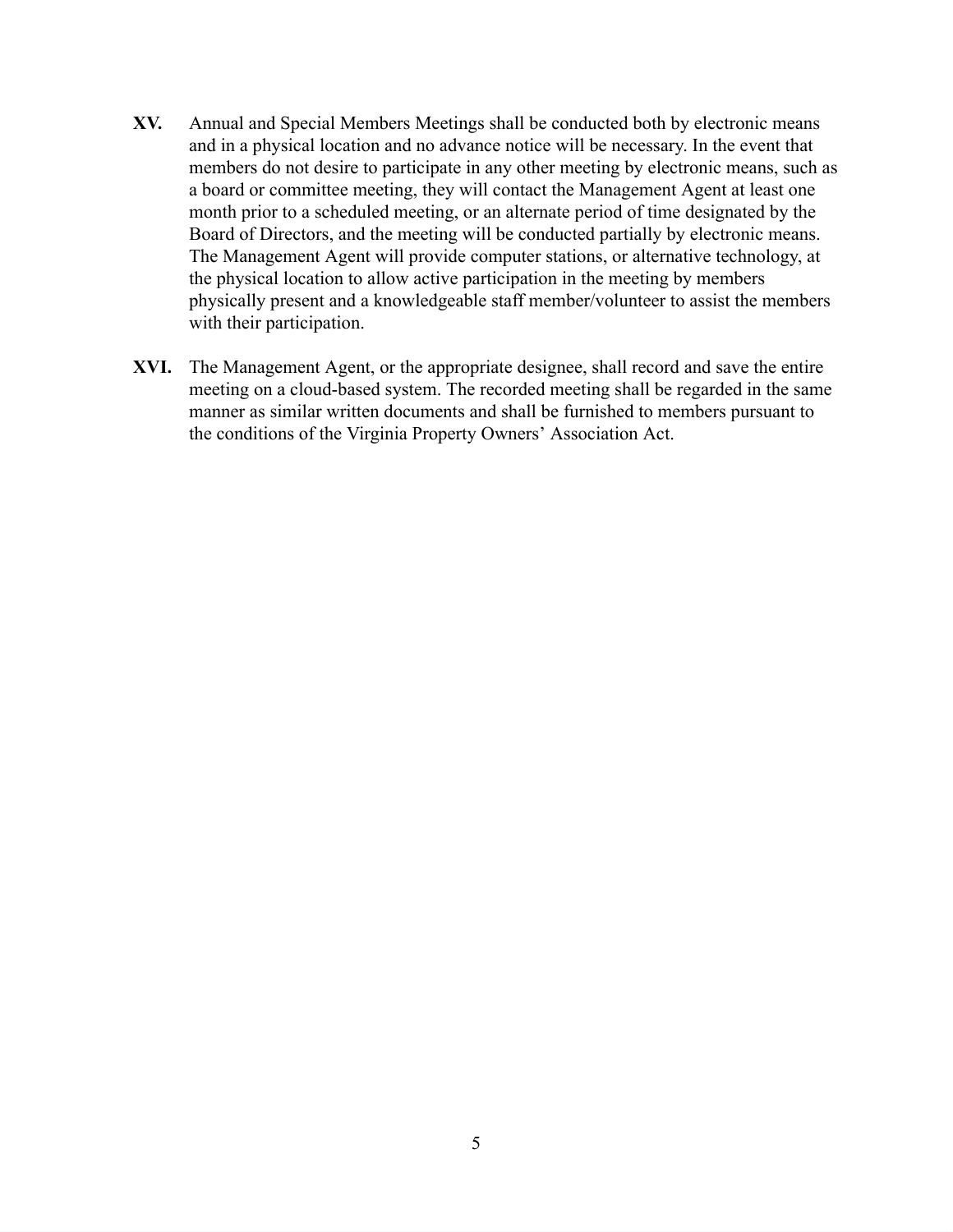**XV.** Annual and Special Members Meetings shall be conducted both by electronic means and in a physical location and no advance notice will be necessary. In the event that members do not desire to participate in any other meeting by electronic means, such as a board or committee meeting, they will contact the Management Agent at least one month prior to a scheduled meeting, or an alternate period of time designated by the Board of Directors, and the meeting will be conducted partially by electronic means. The Management Agent will provide computer stations, or alternative technology, at the physical location to allow active participation in the meeting by members physically present and a knowledgeable staff member/volunteer to assist the members with their participation.

**XVI.** The Management Agent, or the appropriate designee, shall record and save the entire meeting on a cloud-based system. The recorded meeting shall be regarded in the same manner as similar written documents and shall be furnished to members pursuant to the conditions of the Virginia Property Owners' Association Act.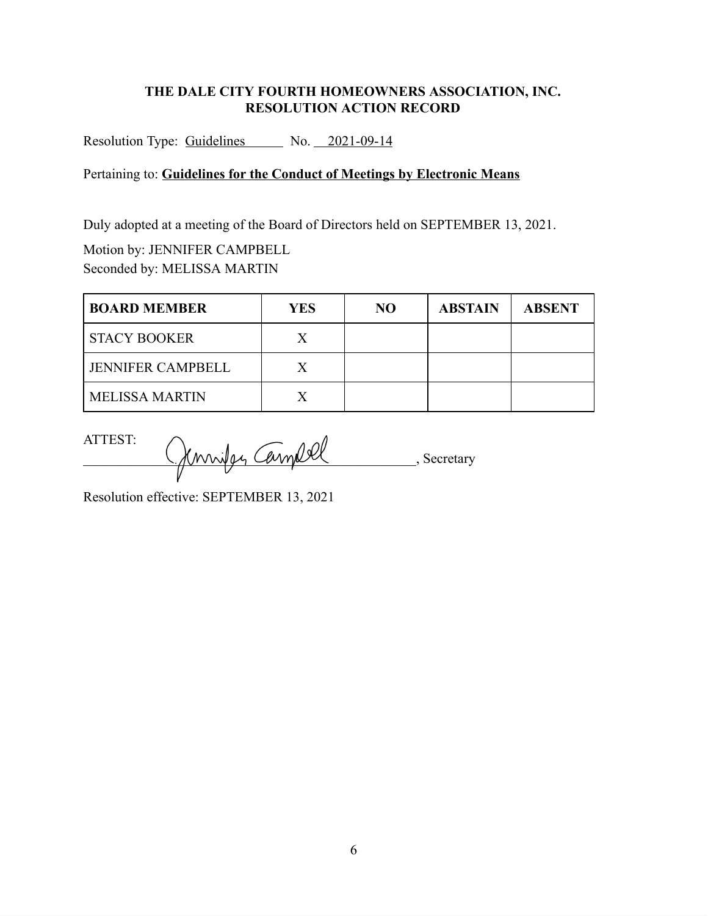**THE DALE CITY FOURTH HOMEOWNERS ASSOCIATION, INC.**
**RESOLUTION ACTION RECORD**

Resolution Type: Guidelines No. 2021-09-14

Pertaining to: **Guidelines for the Conduct of Meetings by Electronic Means**

Duly adopted at a meeting of the Board of Directors held on SEPTEMBER 13, 2021.

Motion by: JENNIFER CAMPBELL
Seconded by: MELISSA MARTIN

| BOARD MEMBER | YES | NO | ABSTAIN | ABSENT |
|---|---|---|---|---|
| STACY BOOKER | X | | | |
| JENNIFER CAMPBELL | X | | | |
| MELISSA MARTIN | X | | | |

ATTEST: Jennifer Campbell, Secretary

Resolution effective: SEPTEMBER 13, 2021